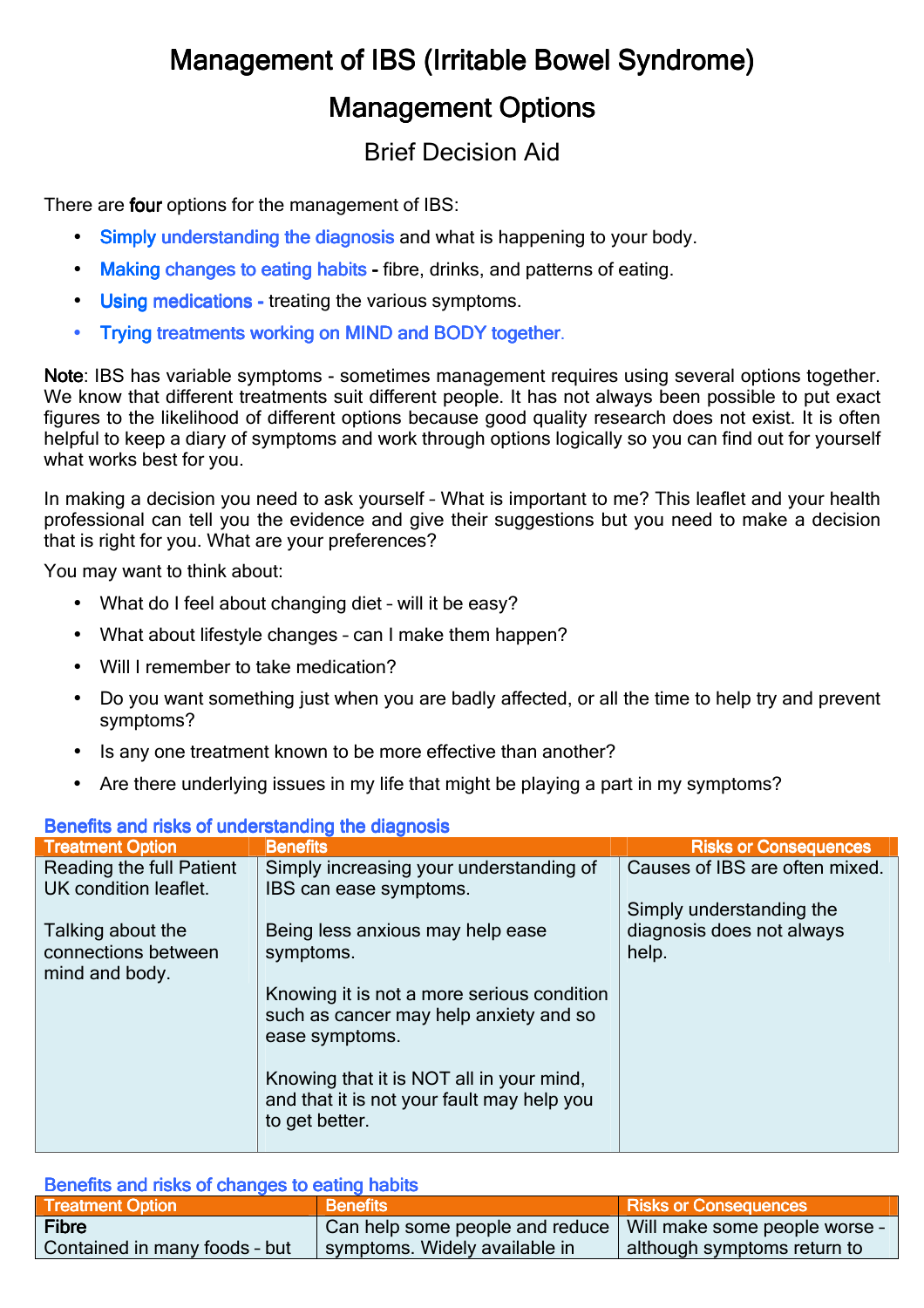# Management of IBS (Irritable Bowel Syndrome)

## Management Options

### Brief Decision Aid

There are **four** options for the management of IBS:

- **Simply understanding the diagnosis** and what is happening to your body.
- **Making changes to eating habits** - fibre, drinks, and patterns of eating.
- **Using medications** - treating the various symptoms.
- **Trying treatments working on MIND and BODY together.**

**Note**: IBS has variable symptoms - sometimes management requires using several options together. We know that different treatments suit different people. It has not always been possible to put exact figures to the likelihood of different options because good quality research does not exist. It is often helpful to keep a diary of symptoms and work through options logically so you can find out for yourself what works best for you.

In making a decision you need to ask yourself – What is important to me? This leaflet and your health professional can tell you the evidence and give their suggestions but you need to make a decision that is right for you. What are your preferences?

You may want to think about:

- What do I feel about changing diet – will it be easy?
- What about lifestyle changes – can I make them happen?
- Will I remember to take medication?
- Do you want something just when you are badly affected, or all the time to help try and prevent symptoms?
- Is any one treatment known to be more effective than another?
- Are there underlying issues in my life that might be playing a part in my symptoms?

**Benefits and risks of understanding the diagnosis**

| Treatment Option | Benefits | Risks or Consequences |
|---|---|---|
| Reading the full Patient UK condition leaflet.<br><br>Talking about the connections between mind and body. | Simply increasing your understanding of IBS can ease symptoms.<br><br>Being less anxious may help ease symptoms.<br><br>Knowing it is not a more serious condition such as cancer may help anxiety and so ease symptoms.<br><br>Knowing that it is NOT all in your mind, and that it is not your fault may help you to get better. | Causes of IBS are often mixed.<br><br>Simply understanding the diagnosis does not always help. |

**Benefits and risks of changes to eating habits**

| Treatment Option | Benefits | Risks or Consequences |
|---|---|---|
| **Fibre**<br>Contained in many foods – but | Can help some people and reduce symptoms. Widely available in | Will make some people worse – although symptoms return to |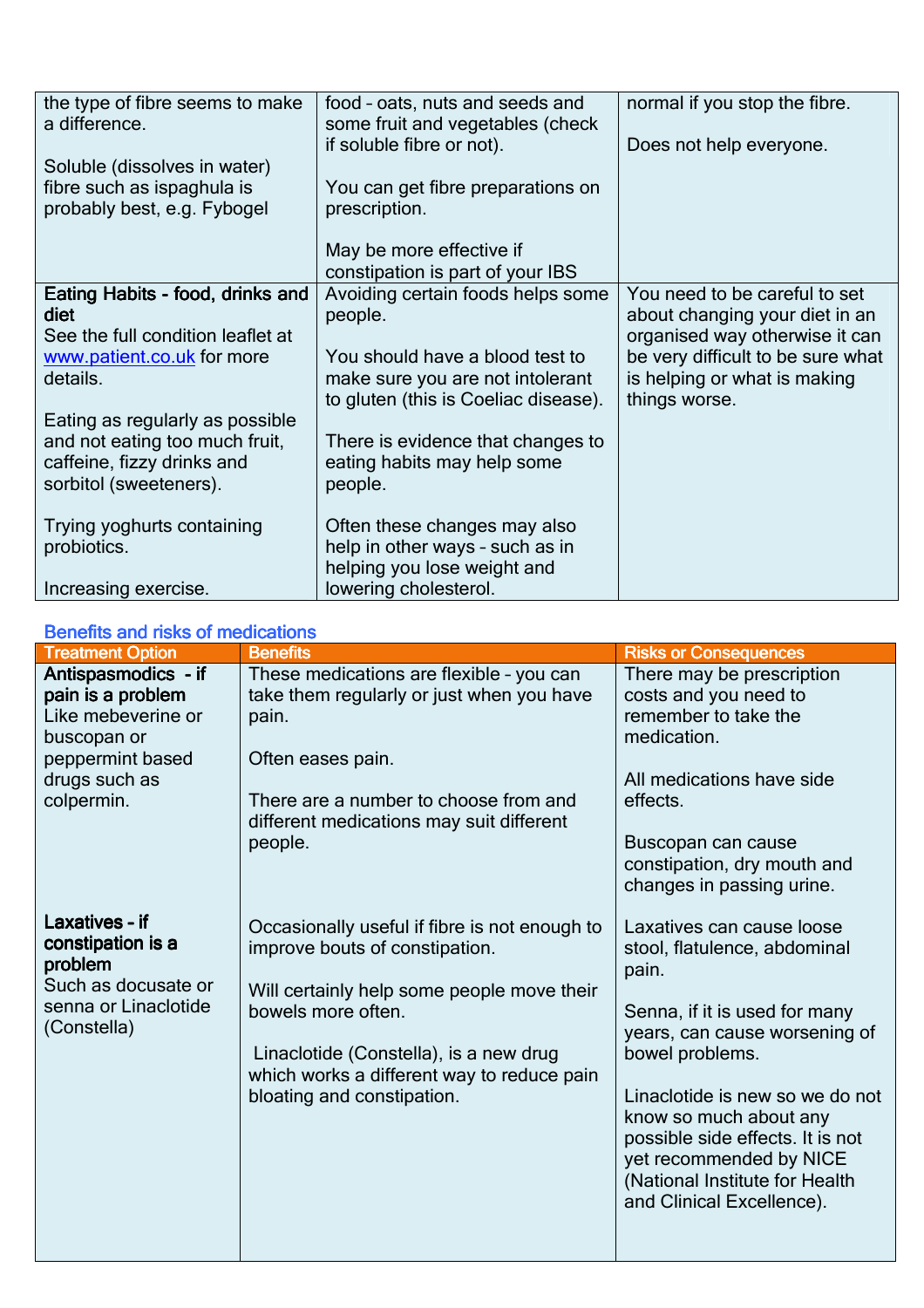| | | |
|---|---|---|
| the type of fibre seems to make a difference.<br><br>Soluble (dissolves in water) fibre such as ispaghula is probably best, e.g. Fybogel | food – oats, nuts and seeds and some fruit and vegetables (check if soluble fibre or not).<br><br>You can get fibre preparations on prescription.<br><br>May be more effective if constipation is part of your IBS | normal if you stop the fibre.<br><br>Does not help everyone. |
| **Eating Habits - food, drinks and diet**<br>See the full condition leaflet at [www.patient.co.uk](www.patient.co.uk) for more details.<br><br>Eating as regularly as possible and not eating too much fruit, caffeine, fizzy drinks and sorbitol (sweeteners).<br><br>Trying yoghurts containing probiotics.<br><br>Increasing exercise. | Avoiding certain foods helps some people.<br><br>You should have a blood test to make sure you are not intolerant to gluten (this is Coeliac disease).<br><br>There is evidence that changes to eating habits may help some people.<br><br>Often these changes may also help in other ways – such as in helping you lose weight and lowering cholesterol. | You need to be careful to set about changing your diet in an organised way otherwise it can be very difficult to be sure what is helping or what is making things worse. |

## Benefits and risks of medications

| Treatment Option | Benefits | Risks or Consequences |
|---|---|---|
| **Antispasmodics - if pain is a problem**<br>Like mebeverine or buscopan or peppermint based drugs such as colpermin. | These medications are flexible – you can take them regularly or just when you have pain.<br><br>Often eases pain.<br><br>There are a number to choose from and different medications may suit different people. | There may be prescription costs and you need to remember to take the medication.<br><br>All medications have side effects.<br><br>Buscopan can cause constipation, dry mouth and changes in passing urine. |
| **Laxatives - if constipation is a problem**<br>Such as docusate or senna or Linaclotide (Constella) | Occasionally useful if fibre is not enough to improve bouts of constipation.<br><br>Will certainly help some people move their bowels more often.<br><br>Linaclotide (Constella), is a new drug which works a different way to reduce pain bloating and constipation. | Laxatives can cause loose stool, flatulence, abdominal pain.<br><br>Senna, if it is used for many years, can cause worsening of bowel problems.<br><br>Linaclotide is new so we do not know so much about any possible side effects. It is not yet recommended by NICE (National Institute for Health and Clinical Excellence). |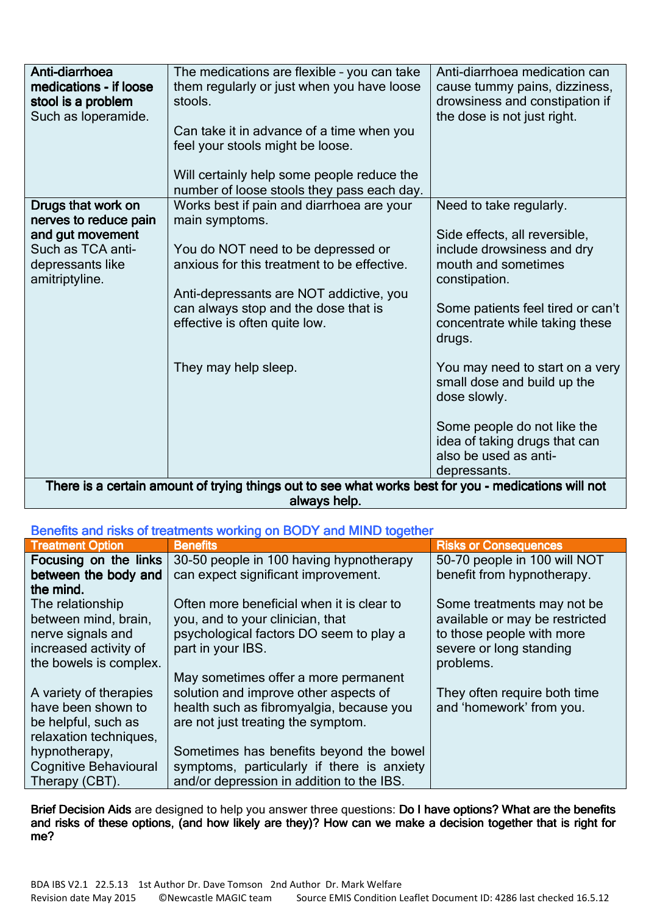| | | |
|---|---|---|
| **Anti-diarrhoea medications - if loose stool is a problem** Such as loperamide. | The medications are flexible – you can take them regularly or just when you have loose stools.<br><br>Can take it in advance of a time when you feel your stools might be loose.<br><br>Will certainly help some people reduce the number of loose stools they pass each day. | Anti-diarrhoea medication can cause tummy pains, dizziness, drowsiness and constipation if the dose is not just right. |
| **Drugs that work on nerves to reduce pain and gut movement** Such as TCA anti-depressants like amitriptyline. | Works best if pain and diarrhoea are your main symptoms.<br><br>You do NOT need to be depressed or anxious for this treatment to be effective.<br><br>Anti-depressants are NOT addictive, you can always stop and the dose that is effective is often quite low.<br><br>They may help sleep. | Need to take regularly.<br><br>Side effects, all reversible, include drowsiness and dry mouth and sometimes constipation.<br><br>Some patients feel tired or can't concentrate while taking these drugs.<br><br>You may need to start on a very small dose and build up the dose slowly.<br><br>Some people do not like the idea of taking drugs that can also be used as anti-depressants. |
| **There is a certain amount of trying things out to see what works best for you - medications will not always help.** | | |

## Benefits and risks of treatments working on BODY and MIND together

| Treatment Option | Benefits | Risks or Consequences |
|---|---|---|
| **Focusing on the links between the body and the mind.**<br>The relationship between mind, brain, nerve signals and increased activity of the bowels is complex.<br><br>A variety of therapies have been shown to be helpful, such as relaxation techniques, hypnotherapy, Cognitive Behavioural Therapy (CBT). | 30-50 people in 100 having hypnotherapy can expect significant improvement.<br><br>Often more beneficial when it is clear to you, and to your clinician, that psychological factors DO seem to play a part in your IBS.<br><br>May sometimes offer a more permanent solution and improve other aspects of health such as fibromyalgia, because you are not just treating the symptom.<br><br>Sometimes has benefits beyond the bowel symptoms, particularly if there is anxiety and/or depression in addition to the IBS. | 50-70 people in 100 will NOT benefit from hypnotherapy.<br><br>Some treatments may not be available or may be restricted to those people with more severe or long standing problems.<br><br>They often require both time and 'homework' from you. |

**Brief Decision Aids** are designed to help you answer three questions: **Do I have options? What are the benefits and risks of these options, (and how likely are they)? How can we make a decision together that is right for me?**

BDA IBS V2.1 22.5.13 1st Author Dr. Dave Tomson 2nd Author Dr. Mark Welfare
Revision date May 2015 ©Newcastle MAGIC team Source EMIS Condition Leaflet Document ID: 4286 last checked 16.5.12